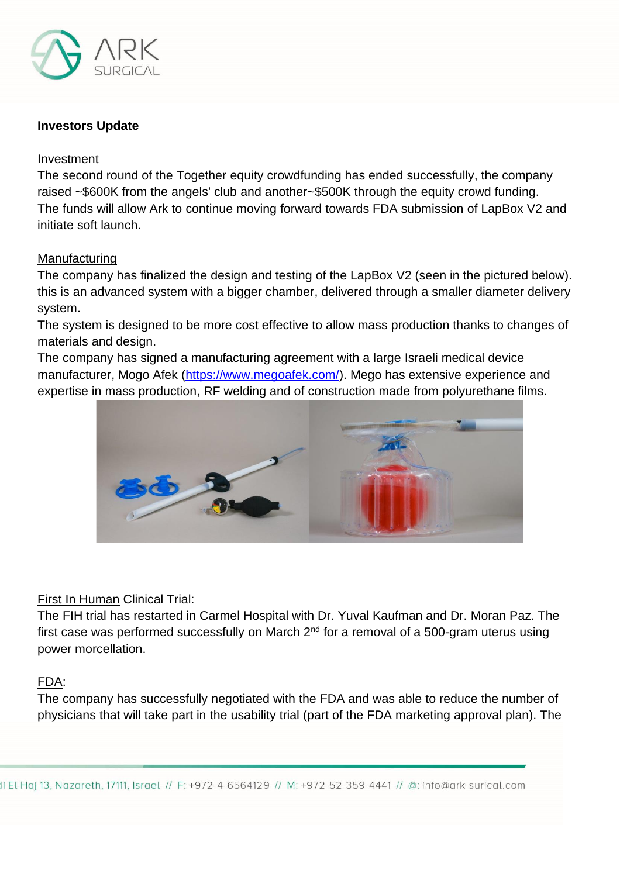**Investors Update**

Investment

The second round of the Together equity crowdfunding has ended successfully, the company raised ~$600K from the angels' club and another~$500K through the equity crowd funding. The funds will allow Ark to continue moving forward towards FDA submission of LapBox V2 and initiate soft launch.

Manufacturing

The company has finalized the design and testing of the LapBox V2 (seen in the pictured below). this is an advanced system with a bigger chamber, delivered through a smaller diameter delivery system.

The system is designed to be more cost effective to allow mass production thanks to changes of materials and design.

The company has signed a manufacturing agreement with a large Israeli medical device manufacturer, Mogo Afek (https://www.megoafek.com/). Mego has extensive experience and expertise in mass production, RF welding and of construction made from polyurethane films.

First In Human Clinical Trial:

The FIH trial has restarted in Carmel Hospital with Dr. Yuval Kaufman and Dr. Moran Paz. The first case was performed successfully on March 2nd for a removal of a 500-gram uterus using power morcellation.

FDA:

The company has successfully negotiated with the FDA and was able to reduce the number of physicians that will take part in the usability trial (part of the FDA marketing approval plan). The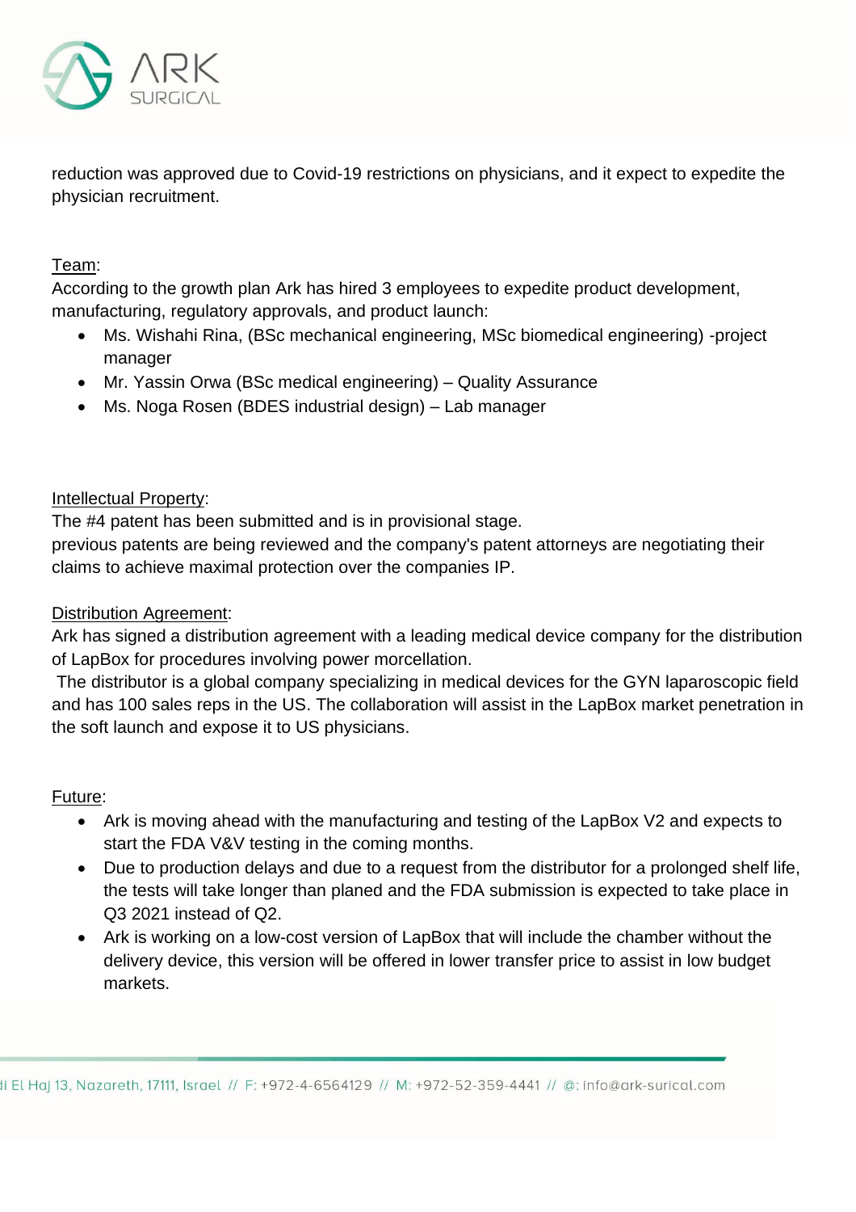reduction was approved due to Covid-19 restrictions on physicians, and it expect to expedite the physician recruitment.

Team:
According to the growth plan Ark has hired 3 employees to expedite product development, manufacturing, regulatory approvals, and product launch:

- Ms. Wishahi Rina, (BSc mechanical engineering, MSc biomedical engineering) -project manager
- Mr. Yassin Orwa (BSc medical engineering) – Quality Assurance
- Ms. Noga Rosen (BDES industrial design) – Lab manager

Intellectual Property:
The #4 patent has been submitted and is in provisional stage.
previous patents are being reviewed and the company's patent attorneys are negotiating their claims to achieve maximal protection over the companies IP.

Distribution Agreement:
Ark has signed a distribution agreement with a leading medical device company for the distribution of LapBox for procedures involving power morcellation.
The distributor is a global company specializing in medical devices for the GYN laparoscopic field and has 100 sales reps in the US. The collaboration will assist in the LapBox market penetration in the soft launch and expose it to US physicians.

Future:

- Ark is moving ahead with the manufacturing and testing of the LapBox V2 and expects to start the FDA V&V testing in the coming months.
- Due to production delays and due to a request from the distributor for a prolonged shelf life, the tests will take longer than planed and the FDA submission is expected to take place in Q3 2021 instead of Q2.
- Ark is working on a low-cost version of LapBox that will include the chamber without the delivery device, this version will be offered in lower transfer price to assist in low budget markets.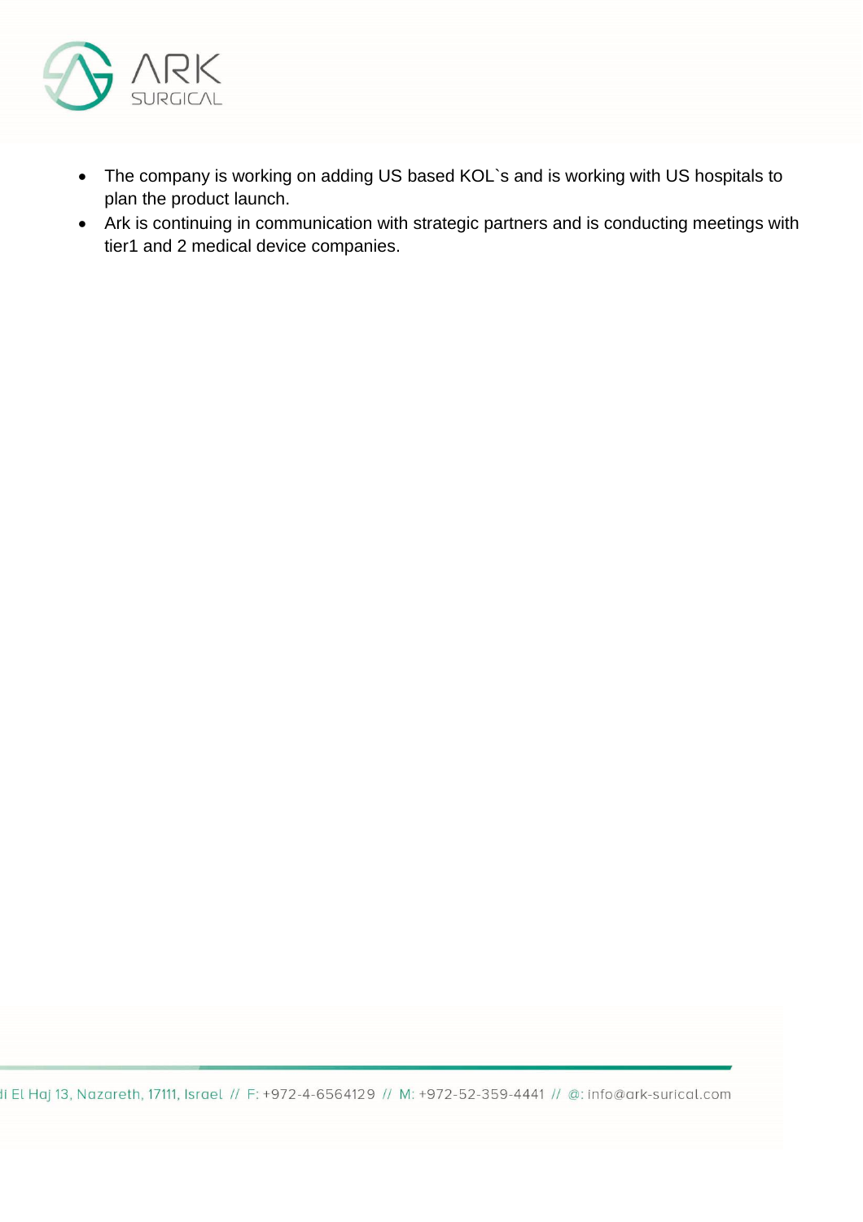- The company is working on adding US based KOL`s and is working with US hospitals to plan the product launch.
- Ark is continuing in communication with strategic partners and is conducting meetings with tier1 and 2 medical device companies.